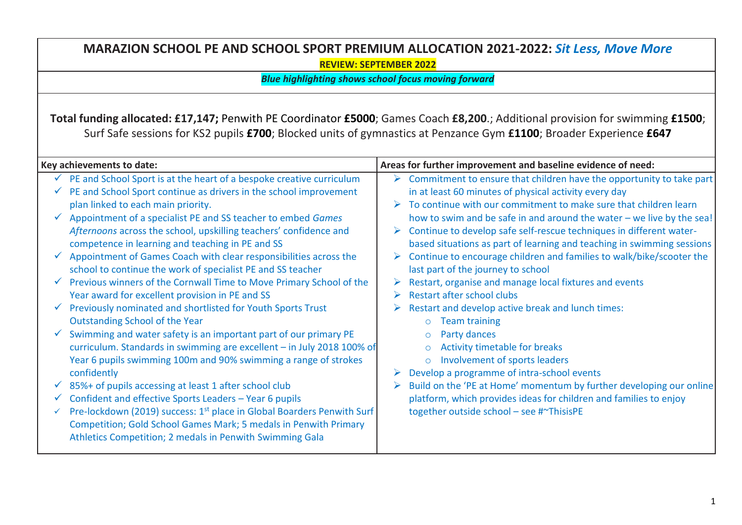# MARAZION SCHOOL PE AND SCHOOL SPORT PREMIUM ALLOCATION 2021-2022: *Sit Less, Move More*

**REVIEW: SEPTEMBER 2022**

***Blue highlighting shows school focus moving forward***

**Total funding allocated: £17,147;** Penwith PE Coordinator **£5000**; Games Coach **£8,200**.; Additional provision for swimming **£1500**; Surf Safe sessions for KS2 pupils **£700**; Blocked units of gymnastics at Penzance Gym **£1100**; Broader Experience **£647**

| Key achievements to date: | Areas for further improvement and baseline evidence of need: |
|---|---|
| ✓ PE and School Sport is at the heart of a bespoke creative curriculum<br>✓ PE and School Sport continue as drivers in the school improvement plan linked to each main priority.<br>✓ Appointment of a specialist PE and SS teacher to embed *Games Afternoons* across the school, upskilling teachers' confidence and competence in learning and teaching in PE and SS<br>✓ Appointment of Games Coach with clear responsibilities across the school to continue the work of specialist PE and SS teacher<br>✓ Previous winners of the Cornwall Time to Move Primary School of the Year award for excellent provision in PE and SS<br>✓ Previously nominated and shortlisted for Youth Sports Trust Outstanding School of the Year<br>✓ Swimming and water safety is an important part of our primary PE curriculum. Standards in swimming are excellent – in July 2018 100% of Year 6 pupils swimming 100m and 90% swimming a range of strokes confidently<br>✓ 85%+ of pupils accessing at least 1 after school club<br>✓ Confident and effective Sports Leaders – Year 6 pupils<br>✓ Pre-lockdown (2019) success: 1st place in Global Boarders Penwith Surf Competition; Gold School Games Mark; 5 medals in Penwith Primary Athletics Competition; 2 medals in Penwith Swimming Gala | ➢ Commitment to ensure that children have the opportunity to take part in at least 60 minutes of physical activity every day<br>➢ To continue with our commitment to make sure that children learn how to swim and be safe in and around the water – we live by the sea!<br>➢ Continue to develop safe self-rescue techniques in different water-based situations as part of learning and teaching in swimming sessions<br>➢ Continue to encourage children and families to walk/bike/scooter the last part of the journey to school<br>➢ Restart, organise and manage local fixtures and events<br>➢ Restart after school clubs<br>➢ Restart and develop active break and lunch times:<br>○ Team training<br>○ Party dances<br>○ Activity timetable for breaks<br>○ Involvement of sports leaders<br>➢ Develop a programme of intra-school events<br>➢ Build on the 'PE at Home' momentum by further developing our online platform, which provides ideas for children and families to enjoy together outside school – see #~ThisisPE |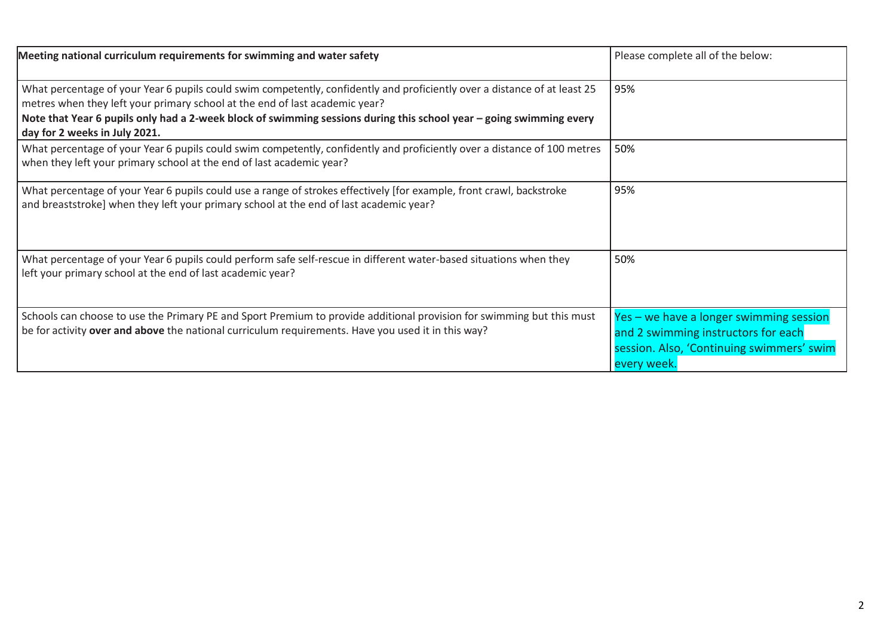| **Meeting national curriculum requirements for swimming and water safety** | Please complete all of the below: |
| --- | --- |
| What percentage of your Year 6 pupils could swim competently, confidently and proficiently over a distance of at least 25 metres when they left your primary school at the end of last academic year?<br>**Note that Year 6 pupils only had a 2-week block of swimming sessions during this school year – going swimming every day for 2 weeks in July 2021.** | 95% |
| What percentage of your Year 6 pupils could swim competently, confidently and proficiently over a distance of 100 metres when they left your primary school at the end of last academic year? | 50% |
| What percentage of your Year 6 pupils could use a range of strokes effectively [for example, front crawl, backstroke and breaststroke] when they left your primary school at the end of last academic year? | 95% |
| What percentage of your Year 6 pupils could perform safe self-rescue in different water-based situations when they left your primary school at the end of last academic year? | 50% |
| Schools can choose to use the Primary PE and Sport Premium to provide additional provision for swimming but this must be for activity **over and above** the national curriculum requirements. Have you used it in this way? | Yes – we have a longer swimming session and 2 swimming instructors for each session. Also, 'Continuing swimmers' swim every week. |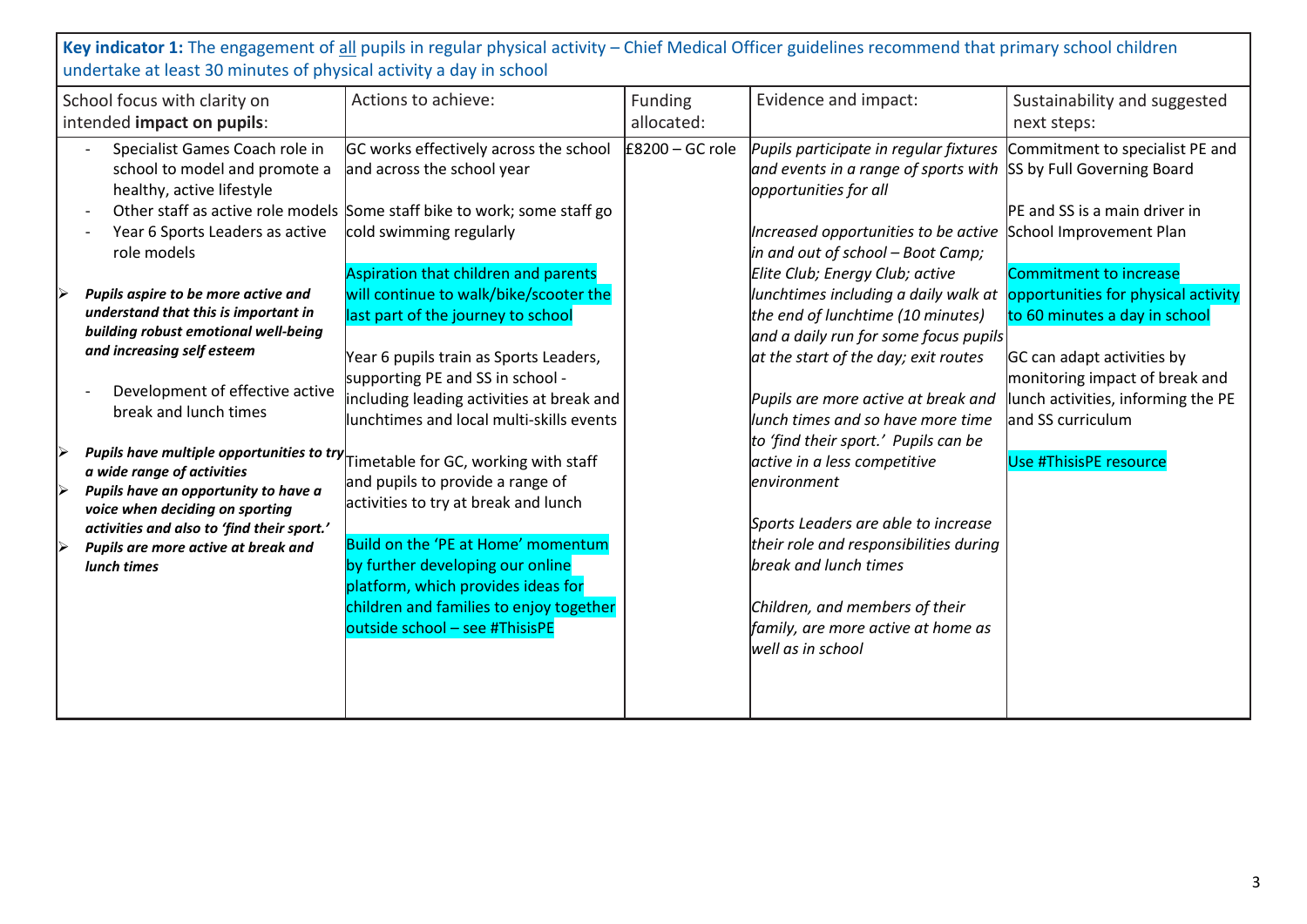**Key indicator 1:** The engagement of all pupils in regular physical activity – Chief Medical Officer guidelines recommend that primary school children undertake at least 30 minutes of physical activity a day in school

| School focus with clarity on intended **impact on pupils**: | Actions to achieve: | Funding allocated: | Evidence and impact: | Sustainability and suggested next steps: |
| --- | --- | --- | --- | --- |
| - Specialist Games Coach role in school to model and promote a healthy, active lifestyle<br>- Other staff as active role models<br>- Year 6 Sports Leaders as active role models<br><br>➢ ***Pupils aspire to be more active and understand that this is important in building robust emotional well-being and increasing self esteem***<br><br>- Development of effective active break and lunch times<br><br>➢ ***Pupils have multiple opportunities to try a wide range of activities***<br>➢ ***Pupils have an opportunity to have a voice when deciding on sporting activities and also to 'find their sport.'***<br>➢ ***Pupils are more active at break and lunch times*** | GC works effectively across the school and across the school year<br><br>Some staff bike to work; some staff go cold swimming regularly<br><br>Aspiration that children and parents will continue to walk/bike/scooter the last part of the journey to school<br><br>Year 6 pupils train as Sports Leaders, supporting PE and SS in school - including leading activities at break and lunchtimes and local multi-skills events<br><br>Timetable for GC, working with staff and pupils to provide a range of activities to try at break and lunch<br><br>Build on the 'PE at Home' momentum by further developing our online platform, which provides ideas for children and families to enjoy together outside school – see #ThisisPE | £8200 – GC role | *Pupils participate in regular fixtures and events in a range of sports with opportunities for all*<br><br>*Increased opportunities to be active in and out of school – Boot Camp; Elite Club; Energy Club; active lunchtimes including a daily walk at the end of lunchtime (10 minutes) and a daily run for some focus pupils at the start of the day; exit routes*<br><br>*Pupils are more active at break and lunch times and so have more time to 'find their sport.' Pupils can be active in a less competitive environment*<br><br>*Sports Leaders are able to increase their role and responsibilities during break and lunch times*<br><br>*Children, and members of their family, are more active at home as well as in school* | Commitment to specialist PE and SS by Full Governing Board<br><br>PE and SS is a main driver in School Improvement Plan<br><br>Commitment to increase opportunities for physical activity to 60 minutes a day in school<br><br>GC can adapt activities by monitoring impact of break and lunch activities, informing the PE and SS curriculum<br><br>Use #ThisisPE resource |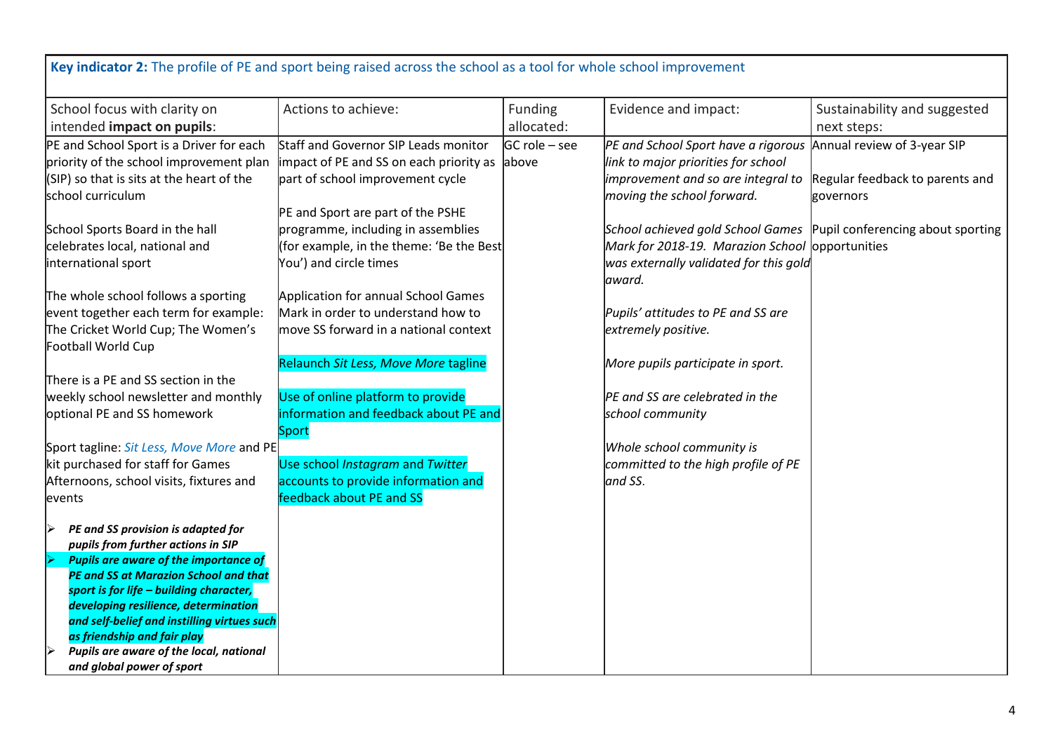**Key indicator 2:** The profile of PE and sport being raised across the school as a tool for whole school improvement

| School focus with clarity on intended **impact on pupils**: | Actions to achieve: | Funding allocated: | Evidence and impact: | Sustainability and suggested next steps: |
|---|---|---|---|---|
| PE and School Sport is a Driver for each priority of the school improvement plan (SIP) so that is sits at the heart of the school curriculum<br><br>School Sports Board in the hall celebrates local, national and international sport<br><br>The whole school follows a sporting event together each term for example: The Cricket World Cup; The Women's Football World Cup<br><br>There is a PE and SS section in the weekly school newsletter and monthly optional PE and SS homework<br><br>Sport tagline: *Sit Less, Move More* and PE kit purchased for staff for Games Afternoons, school visits, fixtures and events<br><br>- ***PE and SS provision is adapted for pupils from further actions in SIP***<br>- ***Pupils are aware of the importance of PE and SS at Marazion School and that sport is for life – building character, developing resilience, determination and self-belief and instilling virtues such as friendship and fair play***<br>- ***Pupils are aware of the local, national and global power of sport*** | Staff and Governor SIP Leads monitor impact of PE and SS on each priority as part of school improvement cycle<br><br>PE and Sport are part of the PSHE programme, including in assemblies (for example, in the theme: 'Be the Best You') and circle times<br><br>Application for annual School Games Mark in order to understand how to move SS forward in a national context<br><br>Relaunch *Sit Less, Move More* tagline<br><br>Use of online platform to provide information and feedback about PE and Sport<br><br>Use school *Instagram* and *Twitter* accounts to provide information and feedback about PE and SS | GC role – see above | *PE and School Sport have a rigorous link to major priorities for school improvement and so are integral to moving the school forward.*<br><br>*School achieved gold School Games Mark for 2018-19. Marazion School was externally validated for this gold award.*<br><br>*Pupils' attitudes to PE and SS are extremely positive.*<br><br>*More pupils participate in sport.*<br><br>*PE and SS are celebrated in the school community*<br><br>*Whole school community is committed to the high profile of PE and SS.* | Annual review of 3-year SIP<br><br>Regular feedback to parents and governors<br><br>Pupil conferencing about sporting opportunities |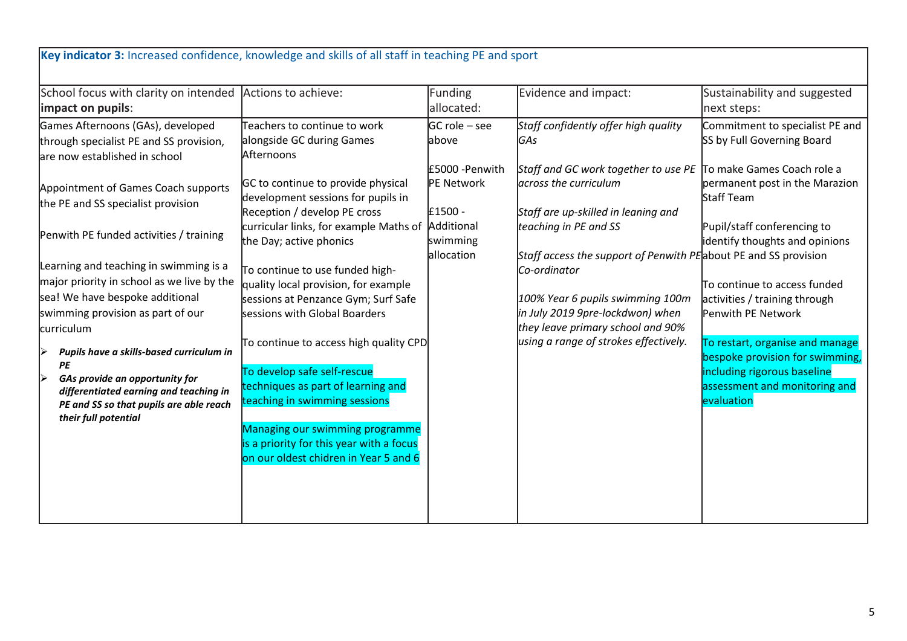**Key indicator 3:** Increased confidence, knowledge and skills of all staff in teaching PE and sport

| School focus with clarity on intended **impact on pupils**: | Actions to achieve: | Funding allocated: | Evidence and impact: | Sustainability and suggested next steps: |
|---|---|---|---|---|
| Games Afternoons (GAs), developed through specialist PE and SS provision, are now established in school<br><br>Appointment of Games Coach supports the PE and SS specialist provision<br><br>Penwith PE funded activities / training<br><br>Learning and teaching in swimming is a major priority in school as we live by the sea! We have bespoke additional swimming provision as part of our curriculum<br><br>- ***Pupils have a skills-based curriculum in PE***<br>- ***GAs provide an opportunity for differentiated earning and teaching in PE and SS so that pupils are able reach their full potential*** | Teachers to continue to work alongside GC during Games Afternoons<br><br>GC to continue to provide physical development sessions for pupils in Reception / develop PE cross curricular links, for example Maths of the Day; active phonics<br><br>To continue to use funded high-quality local provision, for example sessions at Penzance Gym; Surf Safe sessions with Global Boarders<br><br>To continue to access high quality CPD<br><br>To develop safe self-rescue techniques as part of learning and teaching in swimming sessions<br><br>Managing our swimming programme is a priority for this year with a focus on our oldest chidren in Year 5 and 6 | GC role – see above<br><br>£5000 -Penwith PE Network<br><br>£1500 - Additional swimming allocation | *Staff confidently offer high quality GAs*<br><br>*Staff and GC work together to use PE across the curriculum*<br><br>*Staff are up-skilled in leaning and teaching in PE and SS*<br><br>*Staff access the support of Penwith PE Co-ordinator*<br><br>*100% Year 6 pupils swimming 100m in July 2019 9pre-lockdwon) when they leave primary school and 90% using a range of strokes effectively.* | Commitment to specialist PE and SS by Full Governing Board<br><br>To make Games Coach role a permanent post in the Marazion Staff Team<br><br>Pupil/staff conferencing to identify thoughts and opinions about PE and SS provision<br><br>To continue to access funded activities / training through Penwith PE Network<br><br>To restart, organise and manage bespoke provision for swimming, including rigorous baseline assessment and monitoring and evaluation |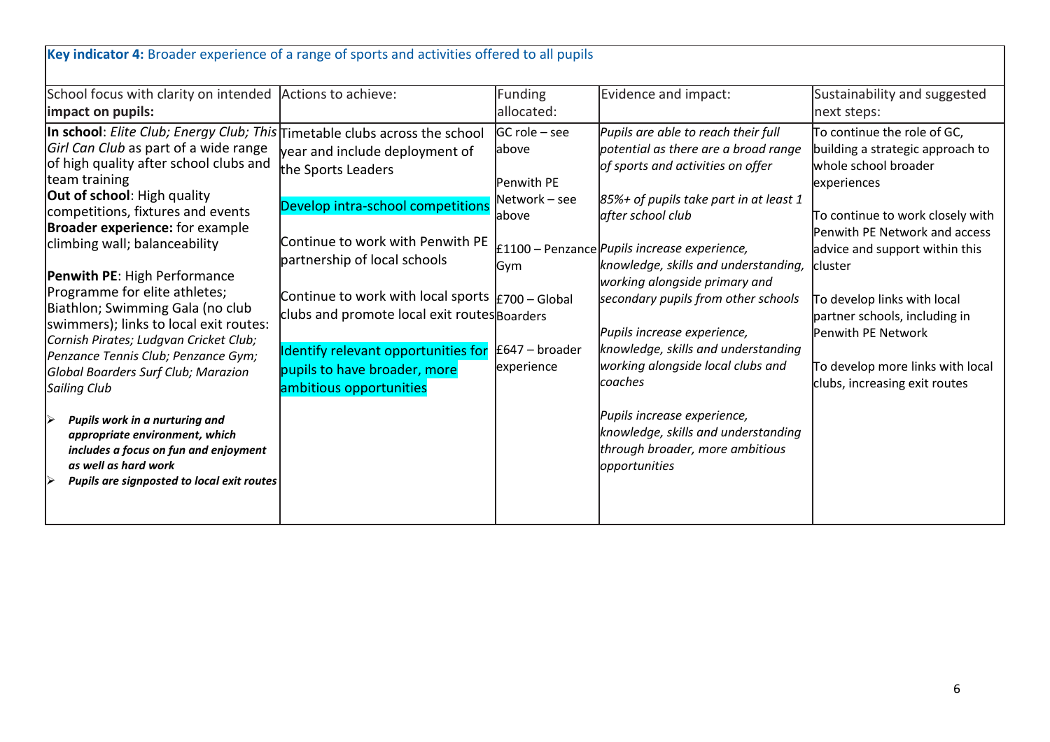**Key indicator 4:** Broader experience of a range of sports and activities offered to all pupils

| School focus with clarity on intended **impact on pupils:** | Actions to achieve: | Funding allocated: | Evidence and impact: | Sustainability and suggested next steps: |
|---|---|---|---|---|
| **In school**: *Elite Club; Energy Club; This Girl Can Club* as part of a wide range of high quality after school clubs and team training<br>**Out of school**: High quality competitions, fixtures and events<br>**Broader experience:** for example climbing wall; balanceability<br><br>**Penwith PE**: High Performance Programme for elite athletes; Biathlon; Swimming Gala (no club swimmers); links to local exit routes: *Cornish Pirates; Ludgvan Cricket Club; Penzance Tennis Club; Penzance Gym; Global Boarders Surf Club; Marazion Sailing Club*<br><br>➢ ***Pupils work in a nurturing and appropriate environment, which includes a focus on fun and enjoyment as well as hard work***<br>➢ ***Pupils are signposted to local exit routes*** | Timetable clubs across the school year and include deployment of the Sports Leaders<br><br>Develop intra-school competitions<br><br>Continue to work with Penwith PE partnership of local schools<br><br>Continue to work with local sports clubs and promote local exit routes<br><br>Identify relevant opportunities for pupils to have broader, more ambitious opportunities | GC role – see above<br><br>Penwith PE Network – see above<br><br>£1100 – Penzance Gym<br><br>£700 – Global Boarders<br><br>£647 – broader experience | *Pupils are able to reach their full potential as there are a broad range of sports and activities on offer*<br><br>*85%+ of pupils take part in at least 1 after school club*<br><br>*Pupils increase experience, knowledge, skills and understanding, working alongside primary and secondary pupils from other schools*<br><br>*Pupils increase experience, knowledge, skills and understanding working alongside local clubs and coaches*<br><br>*Pupils increase experience, knowledge, skills and understanding through broader, more ambitious opportunities* | To continue the role of GC, building a strategic approach to whole school broader experiences<br><br>To continue to work closely with Penwith PE Network and access advice and support within this cluster<br><br>To develop links with local partner schools, including in Penwith PE Network<br><br>To develop more links with local clubs, increasing exit routes |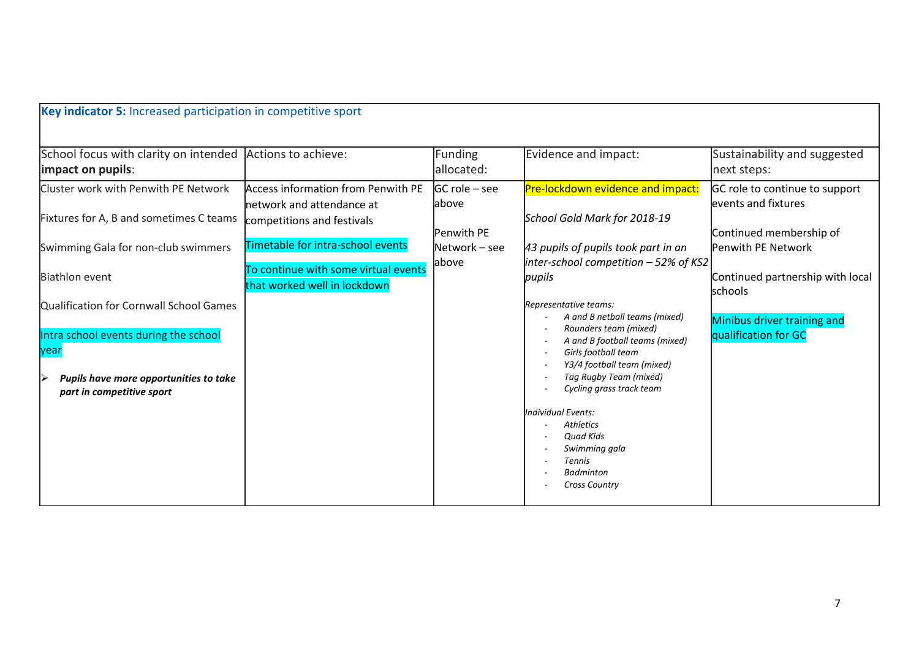| **Key indicator 5:** Increased participation in competitive sport | | | | |
|---|---|---|---|---|
| School focus with clarity on intended **impact on pupils**: | Actions to achieve: | Funding allocated: | Evidence and impact: | Sustainability and suggested next steps: |
| Cluster work with Penwith PE Network<br><br>Fixtures for A, B and sometimes C teams<br><br>Swimming Gala for non-club swimmers<br><br>Biathlon event<br><br>Qualification for Cornwall School Games<br><br>Intra school events during the school year<br><br>➢ ***Pupils have more opportunities to take part in competitive sport*** | Access information from Penwith PE network and attendance at competitions and festivals<br><br>Timetable for intra-school events<br><br>To continue with some virtual events that worked well in lockdown | GC role – see above<br><br>Penwith PE Network – see above | Pre-lockdown evidence and impact:<br><br>*School Gold Mark for 2018-19*<br><br>*43 pupils of pupils took part in an inter-school competition – 52% of KS2 pupils*<br><br>*Representative teams:*<br>- *A and B netball teams (mixed)*<br>- *Rounders team (mixed)*<br>- *A and B football teams (mixed)*<br>- *Girls football team*<br>- *Y3/4 football team (mixed)*<br>- *Tag Rugby Team (mixed)*<br>- *Cycling grass track team*<br><br>*Individual Events:*<br>- *Athletics*<br>- *Quad Kids*<br>- *Swimming gala*<br>- *Tennis*<br>- *Badminton*<br>- *Cross Country* | GC role to continue to support events and fixtures<br><br>Continued membership of Penwith PE Network<br><br>Continued partnership with local schools<br><br>Minibus driver training and qualification for GC |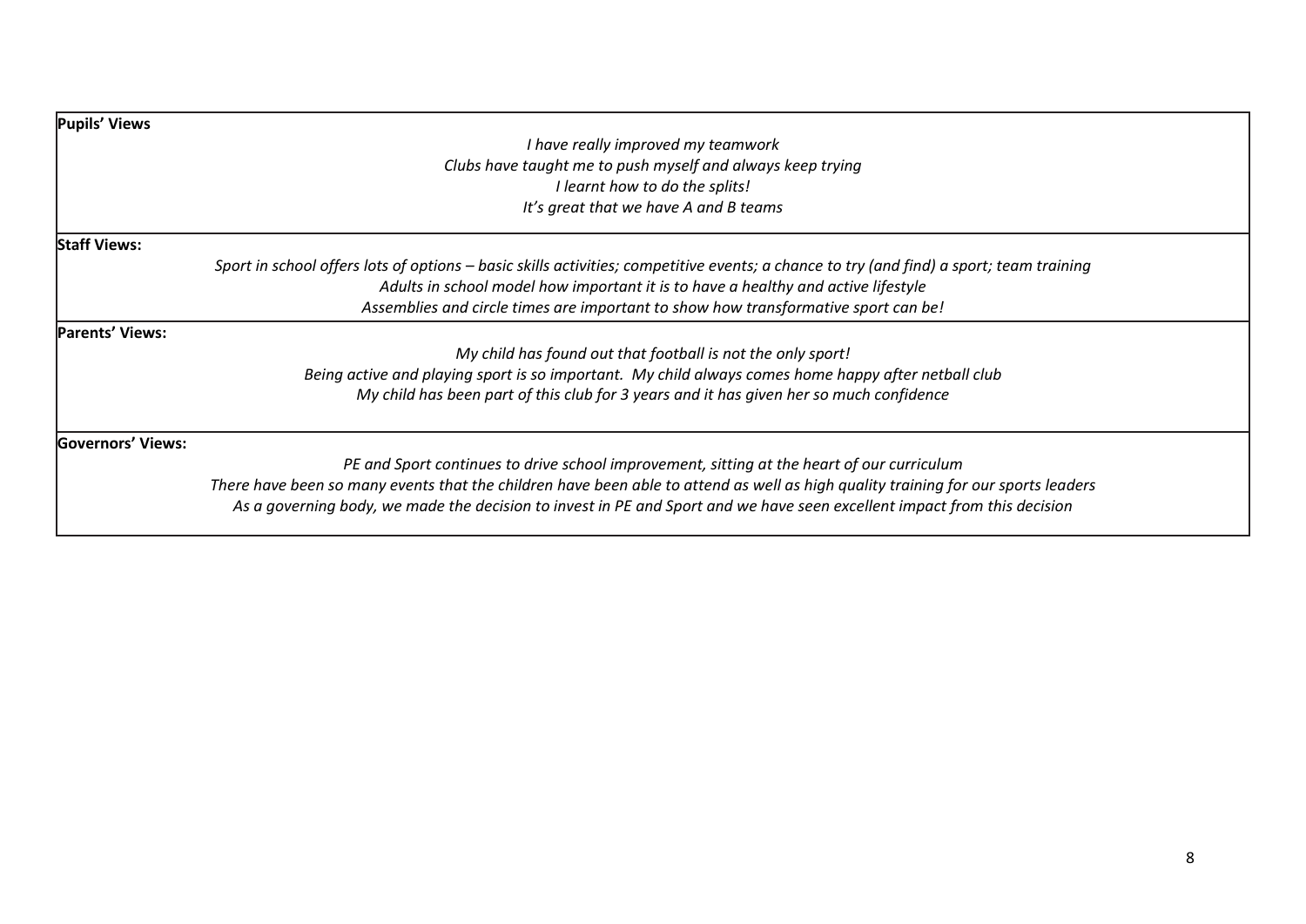| |
|---|
| **Pupils' Views** |
| *I have really improved my teamwork*<br>*Clubs have taught me to push myself and always keep trying*<br>*I learnt how to do the splits!*<br>*It's great that we have A and B teams* |
| **Staff Views:** |
| *Sport in school offers lots of options – basic skills activities; competitive events; a chance to try (and find) a sport; team training*<br>*Adults in school model how important it is to have a healthy and active lifestyle*<br>*Assemblies and circle times are important to show how transformative sport can be!* |
| **Parents' Views:** |
| *My child has found out that football is not the only sport!*<br>*Being active and playing sport is so important.  My child always comes home happy after netball club*<br>*My child has been part of this club for 3 years and it has given her so much confidence* |
| **Governors' Views:** |
| *PE and Sport continues to drive school improvement, sitting at the heart of our curriculum*<br>*There have been so many events that the children have been able to attend as well as high quality training for our sports leaders*<br>*As a governing body, we made the decision to invest in PE and Sport and we have seen excellent impact from this decision* |